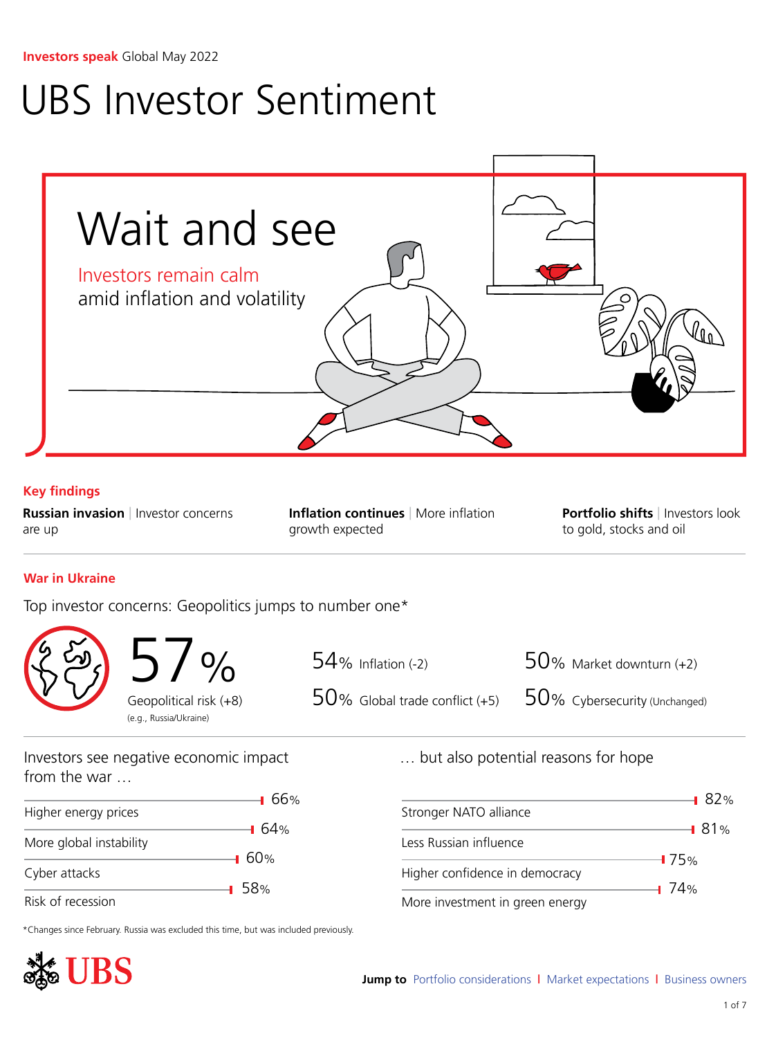**Investors speak** Global May 2022

# UBS Investor Sentiment

## Wait and see

Investors remain calm amid inflation and volatility

### Key findings

**Russian invasion** | Investor concerns are up

**Inflation continues** | More inflation growth expected

**Portfolio shifts** | Investors look to gold, stocks and oil

### War in Ukraine

Top investor concerns: Geopolitics jumps to number one*

57% Geopolitical risk (+8) (e.g., Russia/Ukraine)

54% Inflation (-2)

50% Global trade conflict (+5)

50% Market downturn (+2)

50% Cybersecurity (Unchanged)

Investors see negative economic impact from the war …

| Impact | % |
|---|---|
| Higher energy prices | 66% |
| More global instability | 64% |
| Cyber attacks | 60% |
| Risk of recession | 58% |

… but also potential reasons for hope

| Reason for hope | % |
|---|---|
| Stronger NATO alliance | 82% |
| Less Russian influence | 81% |
| Higher confidence in democracy | 75% |
| More investment in green energy | 74% |

*Changes since February. Russia was excluded this time, but was included previously.

**Jump to** Portfolio considerations | Market expectations | Business owners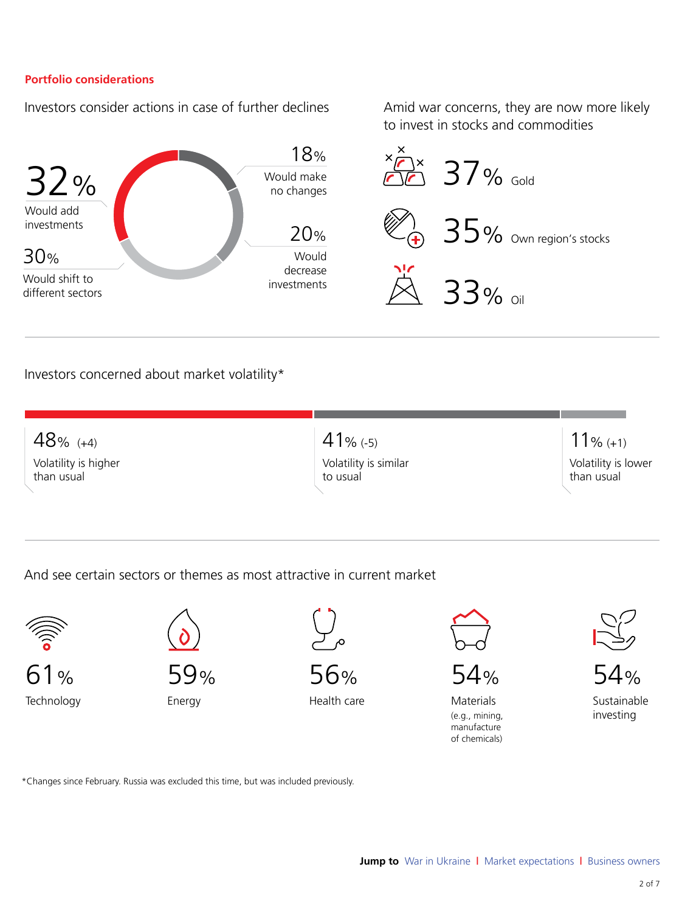**Portfolio considerations**

## Investors consider actions in case of further declines

- 32% Would add investments
- 30% Would shift to different sectors
- 18% Would make no changes
- 20% Would decrease investments

## Amid war concerns, they are now more likely to invest in stocks and commodities

- 37% Gold
- 35% Own region's stocks
- 33% Oil

## Investors concerned about market volatility*

- 48% (+4) Volatility is higher than usual
- 41% (-5) Volatility is similar to usual
- 11% (+1) Volatility is lower than usual

## And see certain sectors or themes as most attractive in current market

- 61% Technology
- 59% Energy
- 56% Health care
- 54% Materials (e.g., mining, manufacture of chemicals)
- 54% Sustainable investing

*Changes since February. Russia was excluded this time, but was included previously.

**Jump to** War in Ukraine | Market expectations | Business owners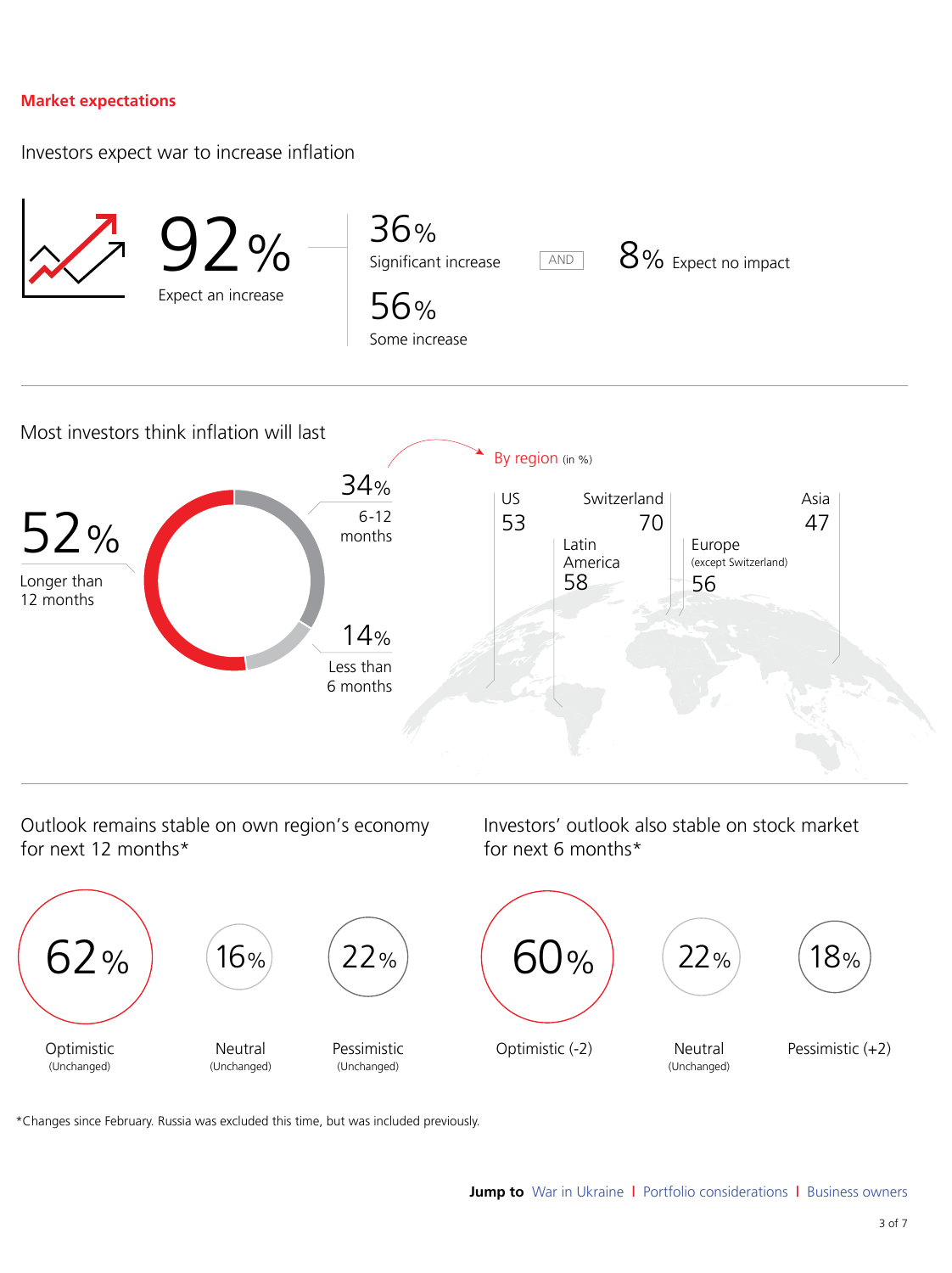## Market expectations

### Investors expect war to increase inflation

**92%** Expect an increase

- **36%** Significant increase
- **56%** Some increase

AND

**8%** Expect no impact

### Most investors think inflation will last

- **52%** Longer than 12 months
- **34%** 6-12 months
- **14%** Less than 6 months

By region (in %)

| US | Latin America | Switzerland | Europe (except Switzerland) | Asia |
|---|---|---|---|---|
| 53 | 58 | 70 | 56 | 47 |

### Outlook remains stable on own region's economy for next 12 months*

- **62%** Optimistic (Unchanged)
- **16%** Neutral (Unchanged)
- **22%** Pessimistic (Unchanged)

### Investors' outlook also stable on stock market for next 6 months*

- **60%** Optimistic (-2)
- **22%** Neutral (Unchanged)
- **18%** Pessimistic (+2)

*Changes since February. Russia was excluded this time, but was included previously.

**Jump to** War in Ukraine | Portfolio considerations | Business owners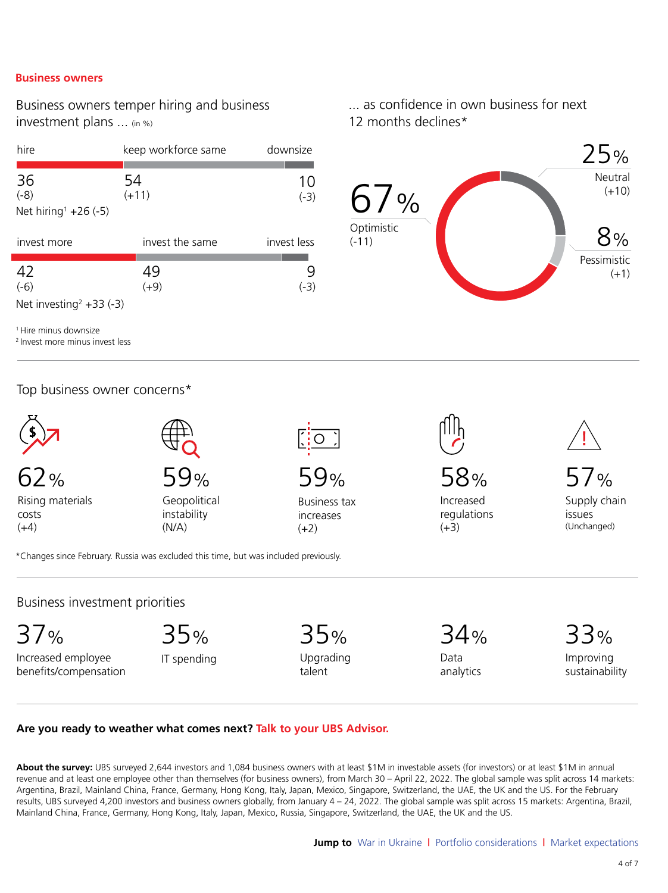**Business owners**

## Business owners temper hiring and business investment plans … (in %)

| hire | keep workforce same | downsize |
|---|---|---|
| 36 (-8) | 54 (+11) | 10 (-3) |

Net hiring[1] +26 (-5)

| invest more | invest the same | invest less |
|---|---|---|
| 42 (-6) | 49 (+9) | 9 (-3) |

Net investing[2] +33 (-3)

[1] Hire minus downsize
[2] Invest more minus invest less

## … as confidence in own business for next 12 months declines*

- 67% Optimistic (-11)
- 25% Neutral (+10)
- 8% Pessimistic (+1)

## Top business owner concerns*

- **62%** Rising materials costs (+4)
- **59%** Geopolitical instability (N/A)
- **59%** Business tax increases (+2)
- **58%** Increased regulations (+3)
- **57%** Supply chain issues (Unchanged)

*Changes since February. Russia was excluded this time, but was included previously.

## Business investment priorities

- **37%** Increased employee benefits/compensation
- **35%** IT spending
- **35%** Upgrading talent
- **34%** Data analytics
- **33%** Improving sustainability

**Are you ready to weather what comes next? Talk to your UBS Advisor.**

**About the survey:** UBS surveyed 2,644 investors and 1,084 business owners with at least $1M in investable assets (for investors) or at least $1M in annual revenue and at least one employee other than themselves (for business owners), from March 30 – April 22, 2022. The global sample was split across 14 markets: Argentina, Brazil, Mainland China, France, Germany, Hong Kong, Italy, Japan, Mexico, Singapore, Switzerland, the UAE, the UK and the US. For the February results, UBS surveyed 4,200 investors and business owners globally, from January 4 – 24, 2022. The global sample was split across 15 markets: Argentina, Brazil, Mainland China, France, Germany, Hong Kong, Italy, Japan, Mexico, Russia, Singapore, Switzerland, the UAE, the UK and the US.

**Jump to** War in Ukraine | Portfolio considerations | Market expectations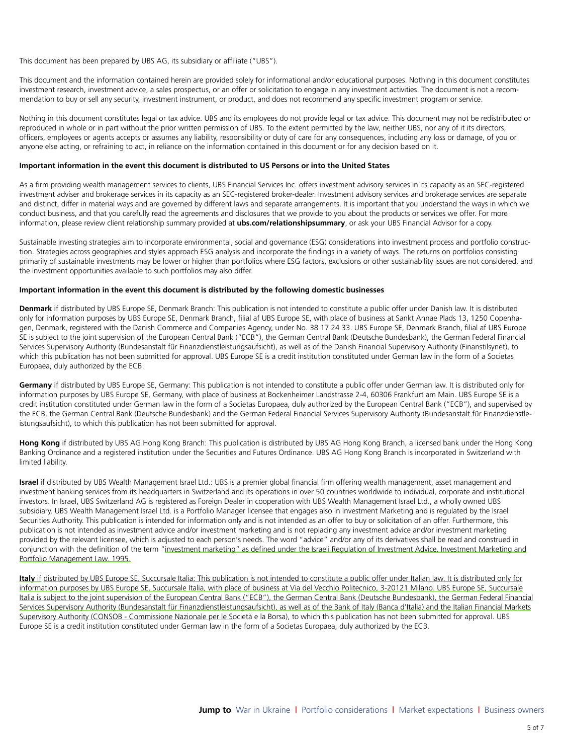This document has been prepared by UBS AG, its subsidiary or affiliate ("UBS").

This document and the information contained herein are provided solely for informational and/or educational purposes. Nothing in this document constitutes investment research, investment advice, a sales prospectus, or an offer or solicitation to engage in any investment activities. The document is not a recommendation to buy or sell any security, investment instrument, or product, and does not recommend any specific investment program or service.

Nothing in this document constitutes legal or tax advice. UBS and its employees do not provide legal or tax advice. This document may not be redistributed or reproduced in whole or in part without the prior written permission of UBS. To the extent permitted by the law, neither UBS, nor any of it its directors, officers, employees or agents accepts or assumes any liability, responsibility or duty of care for any consequences, including any loss or damage, of you or anyone else acting, or refraining to act, in reliance on the information contained in this document or for any decision based on it.

**Important information in the event this document is distributed to US Persons or into the United States**

As a firm providing wealth management services to clients, UBS Financial Services Inc. offers investment advisory services in its capacity as an SEC-registered investment adviser and brokerage services in its capacity as an SEC-registered broker-dealer. Investment advisory services and brokerage services are separate and distinct, differ in material ways and are governed by different laws and separate arrangements. It is important that you understand the ways in which we conduct business, and that you carefully read the agreements and disclosures that we provide to you about the products or services we offer. For more information, please review client relationship summary provided at **ubs.com/relationshipsummary**, or ask your UBS Financial Advisor for a copy.

Sustainable investing strategies aim to incorporate environmental, social and governance (ESG) considerations into investment process and portfolio construction. Strategies across geographies and styles approach ESG analysis and incorporate the findings in a variety of ways. The returns on portfolios consisting primarily of sustainable investments may be lower or higher than portfolios where ESG factors, exclusions or other sustainability issues are not considered, and the investment opportunities available to such portfolios may also differ.

**Important information in the event this document is distributed by the following domestic businesses**

**Denmark** if distributed by UBS Europe SE, Denmark Branch: This publication is not intended to constitute a public offer under Danish law. It is distributed only for information purposes by UBS Europe SE, Denmark Branch, filial af UBS Europe SE, with place of business at Sankt Annae Plads 13, 1250 Copenhagen, Denmark, registered with the Danish Commerce and Companies Agency, under No. 38 17 24 33. UBS Europe SE, Denmark Branch, filial af UBS Europe SE is subject to the joint supervision of the European Central Bank ("ECB"), the German Central Bank (Deutsche Bundesbank), the German Federal Financial Services Supervisory Authority (Bundesanstalt für Finanzdienstleistungsaufsicht), as well as of the Danish Financial Supervisory Authority (Finanstilsynet), to which this publication has not been submitted for approval. UBS Europe SE is a credit institution constituted under German law in the form of a Societas Europaea, duly authorized by the ECB.

**Germany** if distributed by UBS Europe SE, Germany: This publication is not intended to constitute a public offer under German law. It is distributed only for information purposes by UBS Europe SE, Germany, with place of business at Bockenheimer Landstrasse 2-4, 60306 Frankfurt am Main. UBS Europe SE is a credit institution constituted under German law in the form of a Societas Europaea, duly authorized by the European Central Bank ("ECB"), and supervised by the ECB, the German Central Bank (Deutsche Bundesbank) and the German Federal Financial Services Supervisory Authority (Bundesanstalt für Finanzdienstleistungsaufsicht), to which this publication has not been submitted for approval.

**Hong Kong** if distributed by UBS AG Hong Kong Branch: This publication is distributed by UBS AG Hong Kong Branch, a licensed bank under the Hong Kong Banking Ordinance and a registered institution under the Securities and Futures Ordinance. UBS AG Hong Kong Branch is incorporated in Switzerland with limited liability.

**Israel** if distributed by UBS Wealth Management Israel Ltd.: UBS is a premier global financial firm offering wealth management, asset management and investment banking services from its headquarters in Switzerland and its operations in over 50 countries worldwide to individual, corporate and institutional investors. In Israel, UBS Switzerland AG is registered as Foreign Dealer in cooperation with UBS Wealth Management Israel Ltd., a wholly owned UBS subsidiary. UBS Wealth Management Israel Ltd. is a Portfolio Manager licensee that engages also in Investment Marketing and is regulated by the Israel Securities Authority. This publication is intended for information only and is not intended as an offer to buy or solicitation of an offer. Furthermore, this publication is not intended as investment advice and/or investment marketing and is not replacing any investment advice and/or investment marketing provided by the relevant licensee, which is adjusted to each person's needs. The word "advice" and/or any of its derivatives shall be read and construed in conjunction with the definition of the term "investment marketing" as defined under the Israeli Regulation of Investment Advice, Investment Marketing and Portfolio Management Law, 1995.

**Italy** if distributed by UBS Europe SE, Succursale Italia: This publication is not intended to constitute a public offer under Italian law. It is distributed only for information purposes by UBS Europe SE, Succursale Italia, with place of business at Via del Vecchio Politecnico, 3-20121 Milano. UBS Europe SE, Succursale Italia is subject to the joint supervision of the European Central Bank ("ECB"), the German Central Bank (Deutsche Bundesbank), the German Federal Financial Services Supervisory Authority (Bundesanstalt für Finanzdienstleistungsaufsicht), as well as of the Bank of Italy (Banca d'Italia) and the Italian Financial Markets Supervisory Authority (CONSOB - Commissione Nazionale per le Società e la Borsa), to which this publication has not been submitted for approval. UBS Europe SE is a credit institution constituted under German law in the form of a Societas Europaea, duly authorized by the ECB.

**Jump to** War in Ukraine | Portfolio considerations | Market expectations | Business owners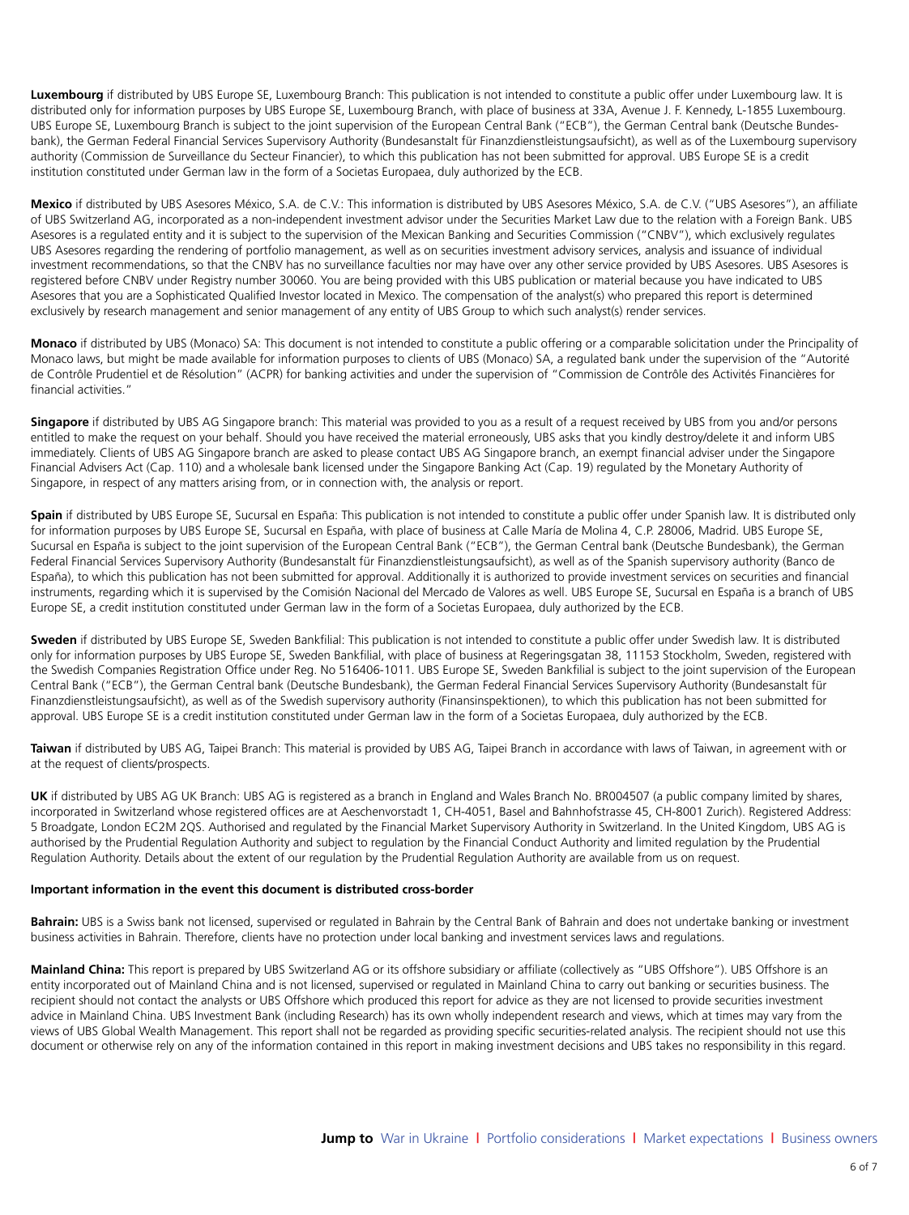**Luxembourg** if distributed by UBS Europe SE, Luxembourg Branch: This publication is not intended to constitute a public offer under Luxembourg law. It is distributed only for information purposes by UBS Europe SE, Luxembourg Branch, with place of business at 33A, Avenue J. F. Kennedy, L-1855 Luxembourg. UBS Europe SE, Luxembourg Branch is subject to the joint supervision of the European Central Bank ("ECB"), the German Central bank (Deutsche Bundesbank), the German Federal Financial Services Supervisory Authority (Bundesanstalt für Finanzdienstleistungsaufsicht), as well as of the Luxembourg supervisory authority (Commission de Surveillance du Secteur Financier), to which this publication has not been submitted for approval. UBS Europe SE is a credit institution constituted under German law in the form of a Societas Europaea, duly authorized by the ECB.

**Mexico** if distributed by UBS Asesores México, S.A. de C.V.: This information is distributed by UBS Asesores México, S.A. de C.V. ("UBS Asesores"), an affiliate of UBS Switzerland AG, incorporated as a non-independent investment advisor under the Securities Market Law due to the relation with a Foreign Bank. UBS Asesores is a regulated entity and it is subject to the supervision of the Mexican Banking and Securities Commission ("CNBV"), which exclusively regulates UBS Asesores regarding the rendering of portfolio management, as well as on securities investment advisory services, analysis and issuance of individual investment recommendations, so that the CNBV has no surveillance faculties nor may have over any other service provided by UBS Asesores. UBS Asesores is registered before CNBV under Registry number 30060. You are being provided with this UBS publication or material because you have indicated to UBS Asesores that you are a Sophisticated Qualified Investor located in Mexico. The compensation of the analyst(s) who prepared this report is determined exclusively by research management and senior management of any entity of UBS Group to which such analyst(s) render services.

**Monaco** if distributed by UBS (Monaco) SA: This document is not intended to constitute a public offering or a comparable solicitation under the Principality of Monaco laws, but might be made available for information purposes to clients of UBS (Monaco) SA, a regulated bank under the supervision of the "Autorité de Contrôle Prudentiel et de Résolution" (ACPR) for banking activities and under the supervision of "Commission de Contrôle des Activités Financières for financial activities."

**Singapore** if distributed by UBS AG Singapore branch: This material was provided to you as a result of a request received by UBS from you and/or persons entitled to make the request on your behalf. Should you have received the material erroneously, UBS asks that you kindly destroy/delete it and inform UBS immediately. Clients of UBS AG Singapore branch are asked to please contact UBS AG Singapore branch, an exempt financial adviser under the Singapore Financial Advisers Act (Cap. 110) and a wholesale bank licensed under the Singapore Banking Act (Cap. 19) regulated by the Monetary Authority of Singapore, in respect of any matters arising from, or in connection with, the analysis or report.

**Spain** if distributed by UBS Europe SE, Sucursal en España: This publication is not intended to constitute a public offer under Spanish law. It is distributed only for information purposes by UBS Europe SE, Sucursal en España, with place of business at Calle María de Molina 4, C.P. 28006, Madrid. UBS Europe SE, Sucursal en España is subject to the joint supervision of the European Central Bank ("ECB"), the German Central bank (Deutsche Bundesbank), the German Federal Financial Services Supervisory Authority (Bundesanstalt für Finanzdienstleistungsaufsicht), as well as of the Spanish supervisory authority (Banco de España), to which this publication has not been submitted for approval. Additionally it is authorized to provide investment services on securities and financial instruments, regarding which it is supervised by the Comisión Nacional del Mercado de Valores as well. UBS Europe SE, Sucursal en España is a branch of UBS Europe SE, a credit institution constituted under German law in the form of a Societas Europaea, duly authorized by the ECB.

**Sweden** if distributed by UBS Europe SE, Sweden Bankfilial: This publication is not intended to constitute a public offer under Swedish law. It is distributed only for information purposes by UBS Europe SE, Sweden Bankfilial, with place of business at Regeringsgatan 38, 11153 Stockholm, Sweden, registered with the Swedish Companies Registration Office under Reg. No 516406-1011. UBS Europe SE, Sweden Bankfilial is subject to the joint supervision of the European Central Bank ("ECB"), the German Central bank (Deutsche Bundesbank), the German Federal Financial Services Supervisory Authority (Bundesanstalt für Finanzdienstleistungsaufsicht), as well as of the Swedish supervisory authority (Finansinspektionen), to which this publication has not been submitted for approval. UBS Europe SE is a credit institution constituted under German law in the form of a Societas Europaea, duly authorized by the ECB.

**Taiwan** if distributed by UBS AG, Taipei Branch: This material is provided by UBS AG, Taipei Branch in accordance with laws of Taiwan, in agreement with or at the request of clients/prospects.

**UK** if distributed by UBS AG UK Branch: UBS AG is registered as a branch in England and Wales Branch No. BR004507 (a public company limited by shares, incorporated in Switzerland whose registered offices are at Aeschenvorstadt 1, CH-4051, Basel and Bahnhofstrasse 45, CH-8001 Zurich). Registered Address: 5 Broadgate, London EC2M 2QS. Authorised and regulated by the Financial Market Supervisory Authority in Switzerland. In the United Kingdom, UBS AG is authorised by the Prudential Regulation Authority and subject to regulation by the Financial Conduct Authority and limited regulation by the Prudential Regulation Authority. Details about the extent of our regulation by the Prudential Regulation Authority are available from us on request.

**Important information in the event this document is distributed cross-border**

**Bahrain:** UBS is a Swiss bank not licensed, supervised or regulated in Bahrain by the Central Bank of Bahrain and does not undertake banking or investment business activities in Bahrain. Therefore, clients have no protection under local banking and investment services laws and regulations.

**Mainland China:** This report is prepared by UBS Switzerland AG or its offshore subsidiary or affiliate (collectively as "UBS Offshore"). UBS Offshore is an entity incorporated out of Mainland China and is not licensed, supervised or regulated in Mainland China to carry out banking or securities business. The recipient should not contact the analysts or UBS Offshore which produced this report for advice as they are not licensed to provide securities investment advice in Mainland China. UBS Investment Bank (including Research) has its own wholly independent research and views, which at times may vary from the views of UBS Global Wealth Management. This report shall not be regarded as providing specific securities-related analysis. The recipient should not use this document or otherwise rely on any of the information contained in this report in making investment decisions and UBS takes no responsibility in this regard.

**Jump to** War in Ukraine | Portfolio considerations | Market expectations | Business owners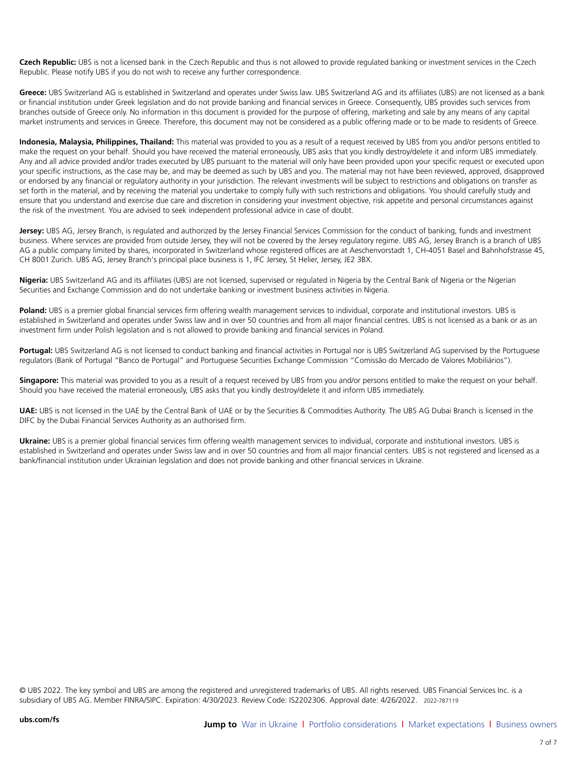**Czech Republic:** UBS is not a licensed bank in the Czech Republic and thus is not allowed to provide regulated banking or investment services in the Czech Republic. Please notify UBS if you do not wish to receive any further correspondence.

**Greece:** UBS Switzerland AG is established in Switzerland and operates under Swiss law. UBS Switzerland AG and its affiliates (UBS) are not licensed as a bank or financial institution under Greek legislation and do not provide banking and financial services in Greece. Consequently, UBS provides such services from branches outside of Greece only. No information in this document is provided for the purpose of offering, marketing and sale by any means of any capital market instruments and services in Greece. Therefore, this document may not be considered as a public offering made or to be made to residents of Greece.

**Indonesia, Malaysia, Philippines, Thailand:** This material was provided to you as a result of a request received by UBS from you and/or persons entitled to make the request on your behalf. Should you have received the material erroneously, UBS asks that you kindly destroy/delete it and inform UBS immediately. Any and all advice provided and/or trades executed by UBS pursuant to the material will only have been provided upon your specific request or executed upon your specific instructions, as the case may be, and may be deemed as such by UBS and you. The material may not have been reviewed, approved, disapproved or endorsed by any financial or regulatory authority in your jurisdiction. The relevant investments will be subject to restrictions and obligations on transfer as set forth in the material, and by receiving the material you undertake to comply fully with such restrictions and obligations. You should carefully study and ensure that you understand and exercise due care and discretion in considering your investment objective, risk appetite and personal circumstances against the risk of the investment. You are advised to seek independent professional advice in case of doubt.

**Jersey:** UBS AG, Jersey Branch, is regulated and authorized by the Jersey Financial Services Commission for the conduct of banking, funds and investment business. Where services are provided from outside Jersey, they will not be covered by the Jersey regulatory regime. UBS AG, Jersey Branch is a branch of UBS AG a public company limited by shares, incorporated in Switzerland whose registered offices are at Aeschenvorstadt 1, CH-4051 Basel and Bahnhofstrasse 45, CH 8001 Zurich. UBS AG, Jersey Branch's principal place business is 1, IFC Jersey, St Helier, Jersey, JE2 3BX.

**Nigeria:** UBS Switzerland AG and its affiliates (UBS) are not licensed, supervised or regulated in Nigeria by the Central Bank of Nigeria or the Nigerian Securities and Exchange Commission and do not undertake banking or investment business activities in Nigeria.

**Poland:** UBS is a premier global financial services firm offering wealth management services to individual, corporate and institutional investors. UBS is established in Switzerland and operates under Swiss law and in over 50 countries and from all major financial centres. UBS is not licensed as a bank or as an investment firm under Polish legislation and is not allowed to provide banking and financial services in Poland.

**Portugal:** UBS Switzerland AG is not licensed to conduct banking and financial activities in Portugal nor is UBS Switzerland AG supervised by the Portuguese regulators (Bank of Portugal "Banco de Portugal" and Portuguese Securities Exchange Commission "Comissão do Mercado de Valores Mobiliários").

**Singapore:** This material was provided to you as a result of a request received by UBS from you and/or persons entitled to make the request on your behalf. Should you have received the material erroneously, UBS asks that you kindly destroy/delete it and inform UBS immediately.

**UAE:** UBS is not licensed in the UAE by the Central Bank of UAE or by the Securities & Commodities Authority. The UBS AG Dubai Branch is licensed in the DIFC by the Dubai Financial Services Authority as an authorised firm.

**Ukraine:** UBS is a premier global financial services firm offering wealth management services to individual, corporate and institutional investors. UBS is established in Switzerland and operates under Swiss law and in over 50 countries and from all major financial centers. UBS is not registered and licensed as a bank/financial institution under Ukrainian legislation and does not provide banking and other financial services in Ukraine.

© UBS 2022. The key symbol and UBS are among the registered and unregistered trademarks of UBS. All rights reserved. UBS Financial Services Inc. is a subsidiary of UBS AG. Member FINRA/SIPC. Expiration: 4/30/2023. Review Code: IS2202306. Approval date: 4/26/2022. 2022-787119

**ubs.com/fs**

**Jump to** War in Ukraine | Portfolio considerations | Market expectations | Business owners